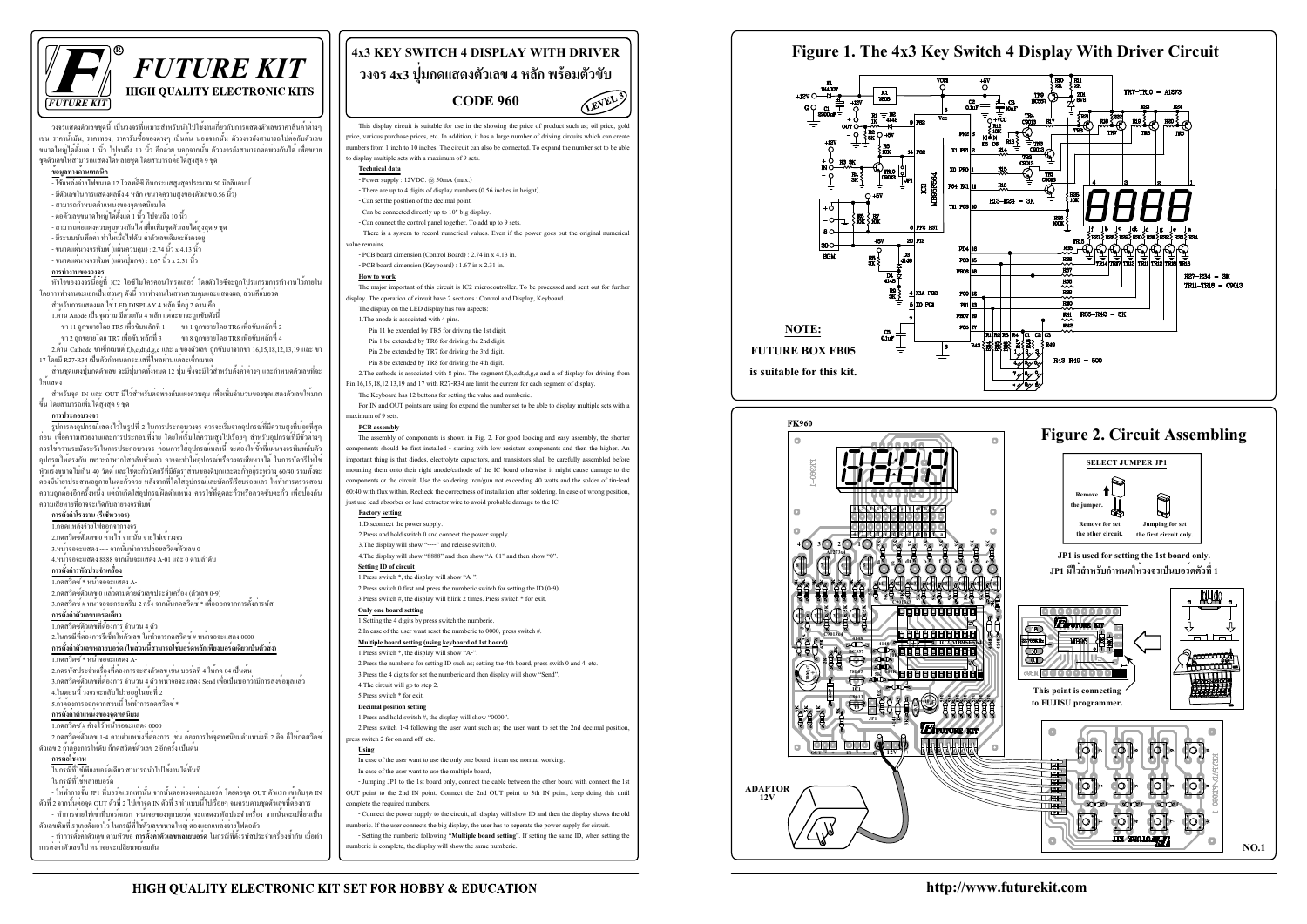# FUTURE KIT

HIGH QUALITY ELECTRONIC KITS

วงจรแสดงตัวเลขชุดนี้ เป็นวงจรที่เหมาะสำหรับนำไปใช้งานเกี่ยวกับการแสดงตัวเลขราคาสินค้าต่างๆ เช่น ราคาน้ำมัน, ราคาทอง, ราคารับซื้อของต่างๆ เป็นต้น นอกจากนั้น ตัววงจรยังสามารถไปต่อกับตัวเลขขนาดใหญ่ได้ตั้งแต่ 1 นิ้ว ไปจนถึง 10 นิ้ว อีกด้วย นอกจากนั้น ตัววงจรยังสามารถต่อพ่วงกันได้ เพื่อขยายชุดตัวเลขให้สามารถแสดงได้หลายชุด โดยสามารถต่อได้สูงสุด 9 ชุด

**ข้อมูลด้านเทคนิค**

- ใช้แหล่งจ่ายไฟขนาด 12 โวลท์ดีซี กินกระแสสูงสุดประมาณ 50 มิลลิแอมป์
- มีตัวเลขในการแสดงผลอยู่ 4 หลัก (ขนาดความสูงของตัวเลข 0.56 นิ้ว)
- สามารถกำหนดตำแหน่งของจุดทศนิยมได้
- ต่อตัวเลขขนาดใหญ่ได้ตั้งแต่ 1 นิ้ว ไปจนถึง 10 นิ้ว
- สามารถต่อแผงควบคุมพ่วงกันได้ เพื่อเพิ่มชุดตัวเลขได้สูงสุด 9 ชุด
- มีระบบบันทึกค่า ทำให้เมื่อไฟดับ ค่าตัวเลขเดิมจะยังคงอยู่
- ขนาดแผงวงจรพิมพ์ (แผงควบคุม) : 2.74 นิ้ว x 4.13 นิ้ว
- ขนาดแผงวงจรพิมพ์ (แผงปุ่มกด) : 1.67 นิ้ว x 2.31 นิ้ว

**การทำงานของวงจร**

หัวใจของวงจรนี้อยู่ที่ IC2 ไอซีไมโครคอนโทรลเลอร์ โดยตัวไอซีจะถูกโปรแกรมการทำงานไว้ภายใน โดยการทำงานจะแยกเป็นส่วนๆ ดังนี้ การทำงานในส่วนควบคุมและแสดงผล, ส่วนคีย์บอร์ด

สำหรับการแสดงผล ใช้ LED DISPLAY 4 หลัก มีอยู่ 2 ด้าน คือ

1.ด้าน Anode เป็นจุดร่วม มีด้วยกัน 4 หลัก แต่ละขาจะถูกขับดังนี้

ขา 11 ถูกขยายโดย TR5 เพื่อขับหลักที่ 1 &nbsp;&nbsp; ขา 1 ถูกขยายโดย TR6 เพื่อขับหลักที่ 2

ขา 2 ถูกขยายโดย TR7 เพื่อขับหลักที่ 3 &nbsp;&nbsp; ขา 8 ถูกขยายโดย TR8 เพื่อขับหลักที่ 4

2.ด้าน Cathode ขาเซ็กเมนต์ f,b,c,dt,d,g,e และ a ของตัวเลข ถูกขับมาจากขา 16,15,18,12,13,19 และ ขา 17 โดยมี R27-R34 เป็นตัวกำหนดกระแสที่ไหลผ่านแต่ละเซ็กเมนต์

ส่วนชุดแผงปุ่มกดตัวเลข จะมีปุ่มกดทั้งหมด 12 ปุ่ม ซึ่งจะมีไว้สำหรับตั้งค่าต่างๆ และกำหนดตัวเลขที่จะให้แสดง

สำหรับจุด IN และ OUT มีไว้สำหรับต่อพ่วงกับแผงควบคุม เพื่อเพิ่มจำนวนของชุดแสดงตัวเลขให้มากขึ้น โดยสามารถเพิ่มได้สูงสุด 9 ชุด

**การประกอบวงจร**

รูปการลงอุปกรณ์แสดงไว้ในรูปที่ 2 ในการประกอบวงจร ควรจะเริ่มจากอุปกรณ์ที่มีความสูงที่น้อยที่สุดก่อน เพื่อความสวยงามและความง่ายในการประกอบ โดยให้เริ่มไล่ความสูงไปเรื่อยๆ สำหรับอุปกรณ์ที่มีขั้วต่างๆ ควรใส่ให้ถูกต้อง ก่อนการใส่อุปกรณ์ทุกตัว จะต้องให้ขั้วหรือขาอุปกรณ์ตรงกับแผงวงจรพิมพ์ เพราะถ้าหากใส่กลับขั้ว อาจจะทำให้อุปกรณ์หรือวงจรเสียหายได้ ในการบัดกรีให้ใช้หัวแร้งขนาดไม่เกิน 40 วัตต์ และให้ใช้ตะกั่วบัดกรีที่มีอัตราส่วนของดีบุกและตะกั่ว 60/40 รวมทั้งจะต้องมีน้ำยาประสานอยู่ภายในตะกั่วด้วย หลังจากที่ได้ใส่อุปกรณ์และบัดกรีเรียบร้อยแล้ว ให้ทำการตรวจสอบความถูกต้องอีกครั้งหนึ่ง แต่ถ้าเกิดใส่อุปกรณ์ผิดตำแหน่ง ควรใช้ที่ดูดตะกั่วหรือลวดซับตะกั่ว เพื่อป้องกันความเสียหายที่อาจจะเกิดกับลายวงจรพิมพ์

**การตั้งค่าโรงงาน (รีเซ็ทวงจร)**

1.ถอดแหล่งจ่ายไฟออกจากวงจร

2.กดสวิตซ์ตัวเลข 0 ค้างไว้ จากนั้น จ่ายไฟเข้าวงจร

3.หน้าจอจะแสดง ---- จากนั้นทำการปล่อยสวิตซ์ตัวเลข 0

4.หน้าจอจะแสดง 8888 จากนั้นจะแสดง A-01 และ 0 ตามลำดับ

**การตั้งค่ารหัสประจำเครื่อง**

1.กดสวิตซ์ * หน้าจอจะแสดง A-

2.กดสวิตซ์ตัวเลข 0 แล้วตามด้วยรหัสประจำเครื่อง (ตัวเลข 0-9)

3.กดสวิตซ์ # หน้าจอจะกระพริบ 2 ครั้ง จากนั้นกดสวิตซ์ * เพื่อออกจากการตั้งค่ารหัส

**การตั้งค่าตัวเลขบอร์ดเดียว**

1.กดสวิตซ์ตัวเลขที่ต้องการ จำนวน 4 ตัว

2.ในกรณีที่ต้องการให้ค่าเป็นศูนย์ ให้ทำการกดสวิตซ์ # หน้าจอจะแสดง 0000

**การตั้งค่าตัวเลขหลายบอร์ด (ในกรณีสามารถใช้บอร์ดหลักเพียงบอร์ดเดียวเป็นตัวส่ง)**

1.กดสวิตซ์ * หน้าจอจะแสดง A-

2.กดรหัสประจำเครื่องที่ต้องการจะส่งตัวเลข เช่น บอร์ดที่ 4 ให้กด 04 เป็นต้น

3.กดสวิตซ์ตัวเลขที่ต้องการ จำนวน 4 ตัว หน้าจอจะแสดง Send เพื่อเป็นบอกว่ามีการส่งข้อมูลแล้ว

4.ในตอนนี้ วงจรจะกลับไปรออยู่ในข้อที่ 2

5.ถ้าต้องการออกจากส่วนนี้ ให้ทำการกดสวิตซ์ *

**การตั้งตำแหน่งของจุดทศนิยม**

1.กดสวิตซ์ # ค้างไว้ หน้าจอจะแสดง 0000

2.กดสวิตซ์ตัวเลข 1-4 ตามตำแหน่งที่ต้องการ เช่น ต้องการให้จุดทศนิยมตำแหน่งที่ 2 ติด ก็ให้กดสวิตซ์ตัวเลข 2 ถ้าต้องการให้ดับ ก็กดสวิตซ์ตัวเลข 2 อีกครั้ง เป็นต้น

**การต่อใช้งาน**

ในกรณีที่ใช้เพียงบอร์ดเดียว สามารถนำไปใช้งานได้ทันที

ในกรณีที่ใช้หลายบอร์ด

- ให้ทำการจั๊ม JP1 ที่บอร์ดแรกเท่านั้น จากนั้นต่อสายระหว่างแต่ละบอร์ด โดยต่อจุด OUT ตัวแรก เข้ากับจุด IN ตัวที่ 2 จากนั้นต่อจุด OUT ตัวที่ 2 ไปเข้าจุด IN ตัวที่ 3 ทำแบบนี้ไปเรื่อยๆ จนครบตามชุดตัวเลขที่ต้องการ

- ทำการจ่ายไฟเข้าที่บอร์ดแรก หน้าจอของทุกบอร์ด จะแสดงรหัสประจำเครื่อง จากนั้นจะเปลี่ยนเป็นตัวเลขเดิมที่เคยตั้งไว้ ในกรณีที่ใช้ตัวเลขขนาดใหญ่ ต้องแยกแหล่งจ่ายไฟต่อตัว

- ทำการตั้งค่าตัวเลข ตามหัวข้อ **การตั้งค่าตัวเลขหลายบอร์ด** ในกรณีที่ตั้งรหัสประจำเครื่องซ้ำกัน เมื่อทำการส่งค่าตัวเลขไป หน้าจอจะเปลี่ยนพร้อมกัน

# 4x3 KEY SWITCH 4 DISPLAY WITH DRIVER

## วงจร 4x3 ปุ่มกดแสดงตัวเลข 4 หลัก พร้อมตัวขับ

## CODE 960

LEVEL 3

This display circuit is suitable for use in the showing the price of product such as; oil price, gold price, various purchase prices, etc. In addition, it has a large number of driving circuits which can create numbers from 1 inch to 10 inches. The circuit can also be connected. To expand the number set to be able to display multiple sets with a maximum of 9 sets.

**Technical data**

- Power supply : 12VDC. @ 50mA (max.)
- There are up to 4 digits of display numbers (0.56 inches in height).
- Can set the position of the decimal point.
- Can be connected directly up to 10" big display.
- Can connect the control panel together. To add up to 9 sets.
- There is a system to record numerical values. Even if the power goes out the original numerical value remains.
- PCB board dimension (Control Board) : 2.74 in x 4.13 in.
- PCB board dimension (Keyboard) : 1.67 in x 2.31 in.

**How to work**

The major important of this circuit is IC2 microcontroller. To be processed and sent out for further display. The operation of circuit have 2 sections : Control and Display, Keyboard.

The display on the LED display has two aspects:

1.The anode is associated with 4 pins.

Pin 11 be extended by TR5 for driving the 1st digit.

Pin 1 be extended by TR6 for driving the 2nd digit.

Pin 2 be extended by TR7 for driving the 3rd digit.

Pin 8 be extended by TR8 for driving the 4th digit.

2.The cathode is associated with 8 pins. The segment f,b,c,dt,d,g,e and a of display for driving from Pin 16,15,18,12,13,19 and 17 with R27-R34 are limit the current for each segment of display.

The Keyboard has 12 buttons for setting the value and numberic.

For IN and OUT points are using for expand the number set to be able to display multiple sets with a maximum of 9 sets.

**PCB assembly**

The assembly of components is shown in Fig. 2. For good looking and easy assembly, the shorter components should be first installed - starting with low resistant components and then the higher. An important thing is that diodes, electrolyte capacitors, and transistors shall be carefully assembled before mounting them onto their right anode/cathode of the IC board otherwise it might cause damage to the components or the circuit. Use the soldering iron/gun not exceeding 40 watts and the solder of tin-lead 60:40 with flux within. Recheck the correctness of installation after soldering. In case of wrong position, just use lead absorber or lead extractor wire to avoid probable damage to the IC.

**Factory setting**

1.Disconnect the power supply.

2.Press and hold switch 0 and connect the power supply.

3.The display will show "----" and release switch 0.

4.The display will show "8888" and then show "A-01" and then show "0".

**Setting ID of circuit**

1.Press switch *, the display will show "A-".

2.Press switch 0 first and press the numberic switch for setting the ID (0-9).

3.Press switch #, the display will blink 2 times. Press switch * for exit.

**Only one board setting**

1.Setting the 4 digits by press switch the numberic.

2.In case of the user want reset the numberic to 0000, press switch #.

**Multiple board setting (using keyboard of 1st board)**

1.Press switch *, the display will show "A-".

2.Press the numberic for setting ID such as; setting the 4th board, press switch 0 and 4, etc.

3.Press the 4 digits for set the numberic and then display will show "Send".

4.The circuit will go to step 2.

5.Press switch * for exit.

**Decimal position setting**

1.Press and hold switch #, the display will show "0000".

2.Press switch 1-4 following the user want such as; the user want to set the 2nd decimal position, press switch 2 for on and off, etc.

**Using**

In case of the user want to use the only one board, it can use normal working.

In case of the user want to use the multiple board,

- Jumping JP1 to the 1st board only, connect the cable between the other board with connect the 1st OUT point to the 2nd IN point. Connect the 2nd OUT point to 3th IN point, keep doing this until complete the required numbers.

- Connect the power supply to the circuit, all display will show ID and then the display shows the old numberic. If the user connects the big display, the user has to seperate the power supply for circuit.

- Setting the numberic following "**Multiple board setting**". If setting the same ID, when setting the numberic is complete, the display will show the same numberic.

# Figure 1. The 4x3 Key Switch 4 Display With Driver Circuit

**NOTE:**

**FUTURE BOX FB05 is suitable for this kit.**

# Figure 2. Circuit Assembling

**SELECT JUMPER JP1**

Remove the jumper.

Remove for set the other circuit. &nbsp;&nbsp; Jumping for set the first circuit only.

**JP1 is used for setting the 1st board only.**

**JP1 มีไว้สำหรับกำหนดให้วงจรเป็นบอร์ดตัวที่ 1**

This point is connecting to FUJISU programmer.

ADAPTOR 12V

NO.1

HIGH QUALITY ELECTRONIC KIT SET FOR HOBBY & EDUCATION

http://www.futurekit.com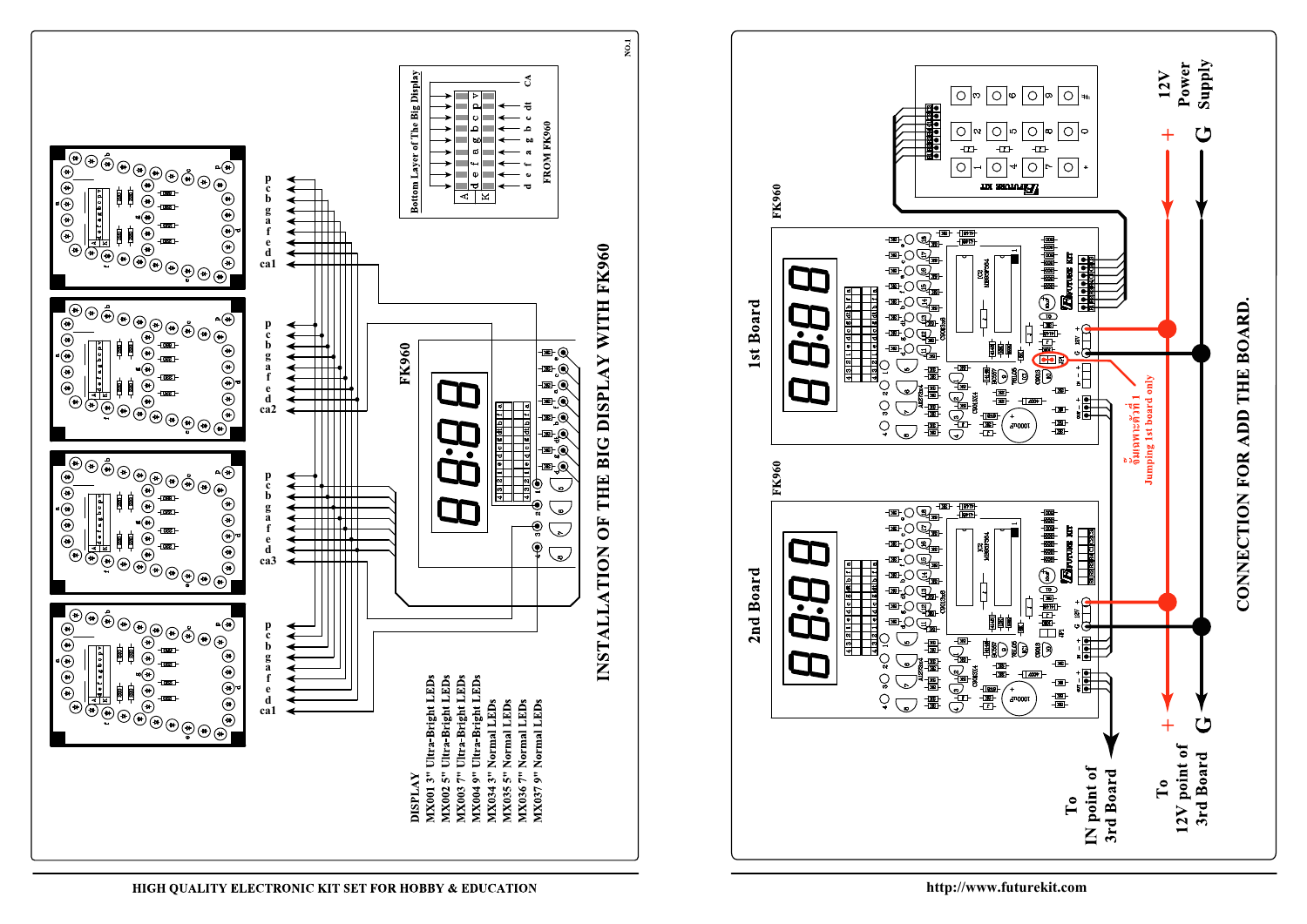# INSTALLATION OF THE BIG DISPLAY WITH FK960

Bottom Layer of The Big Display

FROM FK960

DISPLAY
MX001 3" Ultra-Bright LEDs
MX002 5" Ultra-Bright LEDs
MX003 7" Ultra-Bright LEDs
MX004 9" Ultra-Bright LEDs
MX034 3" Normal LEDs
MX035 5" Normal LEDs
MX036 7" Normal LEDs
MX037 9" Normal LEDs

# CONNECTION FOR ADD THE BOARD.

1st Board

2nd Board

12V Power Supply

จัมเปอร์เฉพาะตัวที่ 1
Jumping 1st board only

To IN point of 3rd Board

To 12V point of 3rd Board

HIGH QUALITY ELECTRONIC KIT SET FOR HOBBY & EDUCATION

http://www.futurekit.com